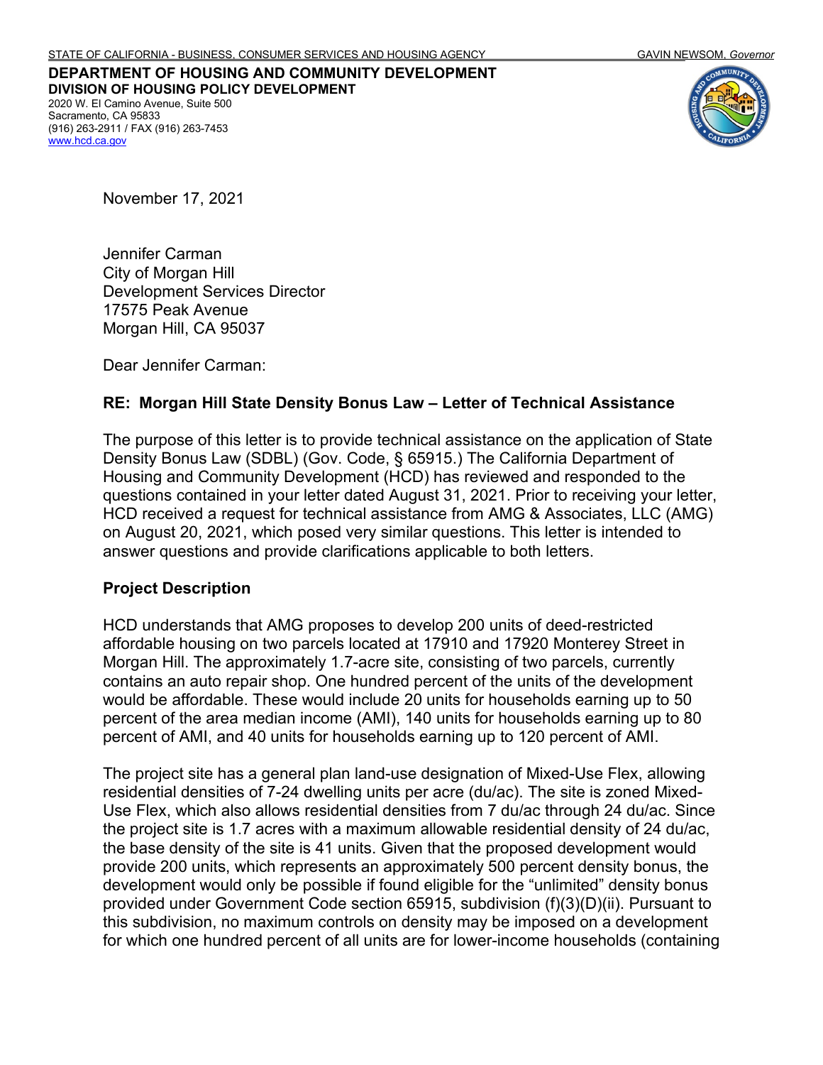STATE OF CALIFORNIA - BUSINESS, CONSUMER SERVICES AND HOUSING AGENCY GAVIN NEWSOM, *Governor*

**DEPARTMENT OF HOUSING AND COMMUNITY DEVELOPMENT**
**DIVISION OF HOUSING POLICY DEVELOPMENT**
2020 W. El Camino Avenue, Suite 500
Sacramento, CA 95833
(916) 263-2911 / FAX (916) 263-7453
www.hcd.ca.gov

November 17, 2021

Jennifer Carman
City of Morgan Hill
Development Services Director
17575 Peak Avenue
Morgan Hill, CA 95037

Dear Jennifer Carman:

**RE: Morgan Hill State Density Bonus Law – Letter of Technical Assistance**

The purpose of this letter is to provide technical assistance on the application of State Density Bonus Law (SDBL) (Gov. Code, § 65915.) The California Department of Housing and Community Development (HCD) has reviewed and responded to the questions contained in your letter dated August 31, 2021. Prior to receiving your letter, HCD received a request for technical assistance from AMG & Associates, LLC (AMG) on August 20, 2021, which posed very similar questions. This letter is intended to answer questions and provide clarifications applicable to both letters.

**Project Description**

HCD understands that AMG proposes to develop 200 units of deed-restricted affordable housing on two parcels located at 17910 and 17920 Monterey Street in Morgan Hill. The approximately 1.7-acre site, consisting of two parcels, currently contains an auto repair shop. One hundred percent of the units of the development would be affordable. These would include 20 units for households earning up to 50 percent of the area median income (AMI), 140 units for households earning up to 80 percent of AMI, and 40 units for households earning up to 120 percent of AMI.

The project site has a general plan land-use designation of Mixed-Use Flex, allowing residential densities of 7-24 dwelling units per acre (du/ac). The site is zoned Mixed-Use Flex, which also allows residential densities from 7 du/ac through 24 du/ac. Since the project site is 1.7 acres with a maximum allowable residential density of 24 du/ac, the base density of the site is 41 units. Given that the proposed development would provide 200 units, which represents an approximately 500 percent density bonus, the development would only be possible if found eligible for the "unlimited" density bonus provided under Government Code section 65915, subdivision (f)(3)(D)(ii). Pursuant to this subdivision, no maximum controls on density may be imposed on a development for which one hundred percent of all units are for lower-income households (containing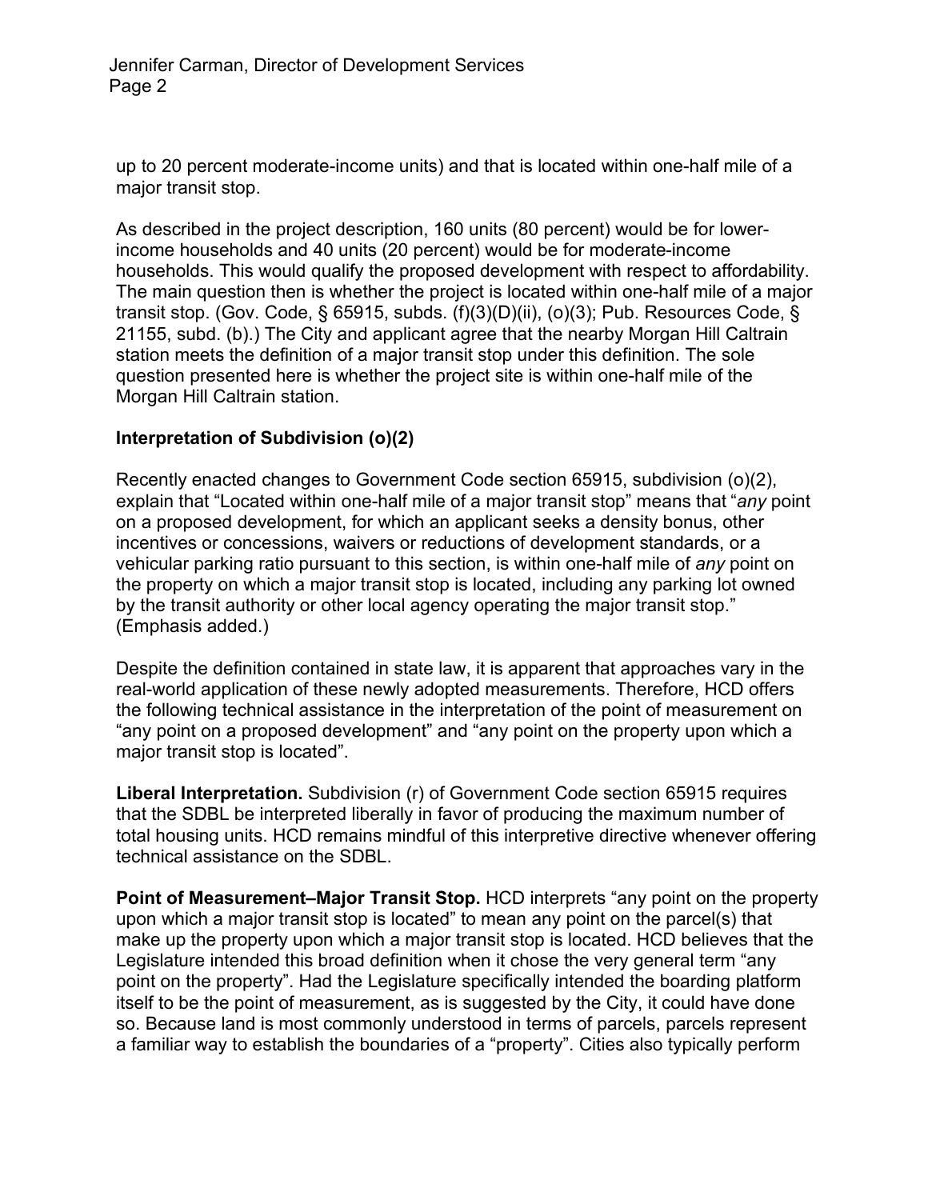up to 20 percent moderate-income units) and that is located within one-half mile of a major transit stop.

As described in the project description, 160 units (80 percent) would be for lower-income households and 40 units (20 percent) would be for moderate-income households. This would qualify the proposed development with respect to affordability. The main question then is whether the project is located within one-half mile of a major transit stop. (Gov. Code, § 65915, subds. (f)(3)(D)(ii), (o)(3); Pub. Resources Code, § 21155, subd. (b).) The City and applicant agree that the nearby Morgan Hill Caltrain station meets the definition of a major transit stop under this definition. The sole question presented here is whether the project site is within one-half mile of the Morgan Hill Caltrain station.

**Interpretation of Subdivision (o)(2)**

Recently enacted changes to Government Code section 65915, subdivision (o)(2), explain that "Located within one-half mile of a major transit stop" means that "*any* point on a proposed development, for which an applicant seeks a density bonus, other incentives or concessions, waivers or reductions of development standards, or a vehicular parking ratio pursuant to this section, is within one-half mile of *any* point on the property on which a major transit stop is located, including any parking lot owned by the transit authority or other local agency operating the major transit stop." (Emphasis added.)

Despite the definition contained in state law, it is apparent that approaches vary in the real-world application of these newly adopted measurements. Therefore, HCD offers the following technical assistance in the interpretation of the point of measurement on "any point on a proposed development" and "any point on the property upon which a major transit stop is located".

**Liberal Interpretation.** Subdivision (r) of Government Code section 65915 requires that the SDBL be interpreted liberally in favor of producing the maximum number of total housing units. HCD remains mindful of this interpretive directive whenever offering technical assistance on the SDBL.

**Point of Measurement–Major Transit Stop.** HCD interprets "any point on the property upon which a major transit stop is located" to mean any point on the parcel(s) that make up the property upon which a major transit stop is located. HCD believes that the Legislature intended this broad definition when it chose the very general term "any point on the property". Had the Legislature specifically intended the boarding platform itself to be the point of measurement, as is suggested by the City, it could have done so. Because land is most commonly understood in terms of parcels, parcels represent a familiar way to establish the boundaries of a "property". Cities also typically perform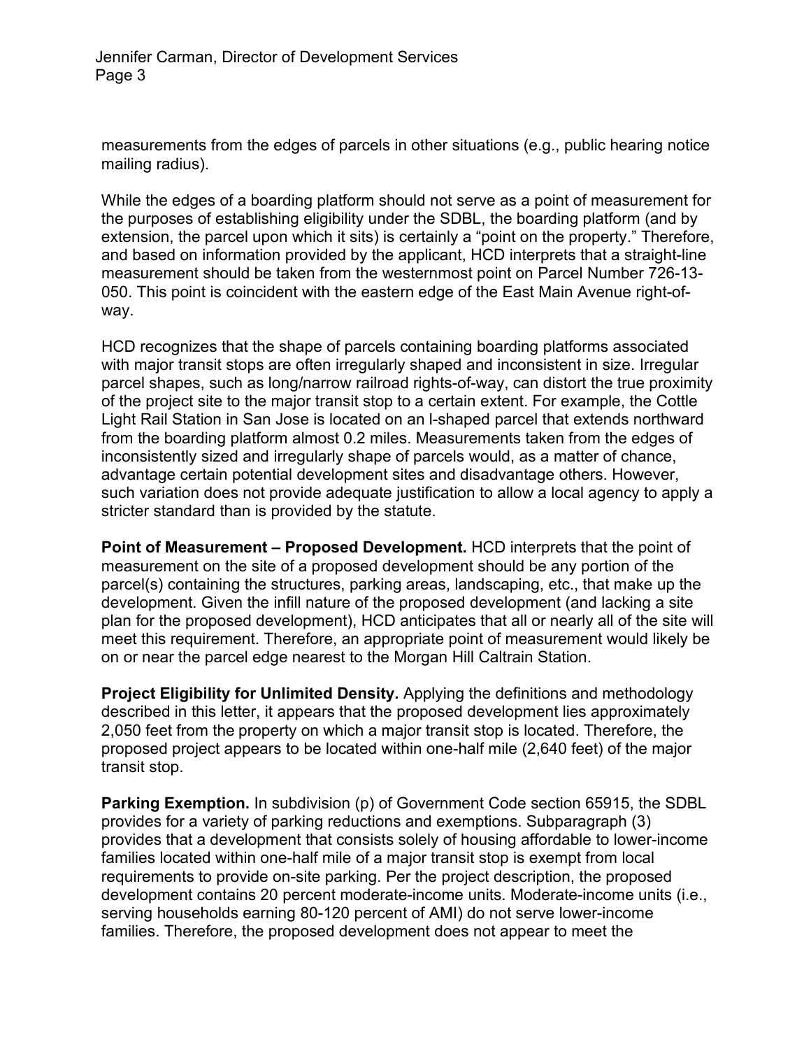measurements from the edges of parcels in other situations (e.g., public hearing notice mailing radius).

While the edges of a boarding platform should not serve as a point of measurement for the purposes of establishing eligibility under the SDBL, the boarding platform (and by extension, the parcel upon which it sits) is certainly a "point on the property." Therefore, and based on information provided by the applicant, HCD interprets that a straight-line measurement should be taken from the westernmost point on Parcel Number 726-13-050. This point is coincident with the eastern edge of the East Main Avenue right-of-way.

HCD recognizes that the shape of parcels containing boarding platforms associated with major transit stops are often irregularly shaped and inconsistent in size. Irregular parcel shapes, such as long/narrow railroad rights-of-way, can distort the true proximity of the project site to the major transit stop to a certain extent. For example, the Cottle Light Rail Station in San Jose is located on an l-shaped parcel that extends northward from the boarding platform almost 0.2 miles. Measurements taken from the edges of inconsistently sized and irregularly shape of parcels would, as a matter of chance, advantage certain potential development sites and disadvantage others. However, such variation does not provide adequate justification to allow a local agency to apply a stricter standard than is provided by the statute.

**Point of Measurement – Proposed Development.** HCD interprets that the point of measurement on the site of a proposed development should be any portion of the parcel(s) containing the structures, parking areas, landscaping, etc., that make up the development. Given the infill nature of the proposed development (and lacking a site plan for the proposed development), HCD anticipates that all or nearly all of the site will meet this requirement. Therefore, an appropriate point of measurement would likely be on or near the parcel edge nearest to the Morgan Hill Caltrain Station.

**Project Eligibility for Unlimited Density.** Applying the definitions and methodology described in this letter, it appears that the proposed development lies approximately 2,050 feet from the property on which a major transit stop is located. Therefore, the proposed project appears to be located within one-half mile (2,640 feet) of the major transit stop.

**Parking Exemption.** In subdivision (p) of Government Code section 65915, the SDBL provides for a variety of parking reductions and exemptions. Subparagraph (3) provides that a development that consists solely of housing affordable to lower-income families located within one-half mile of a major transit stop is exempt from local requirements to provide on-site parking. Per the project description, the proposed development contains 20 percent moderate-income units. Moderate-income units (i.e., serving households earning 80-120 percent of AMI) do not serve lower-income families. Therefore, the proposed development does not appear to meet the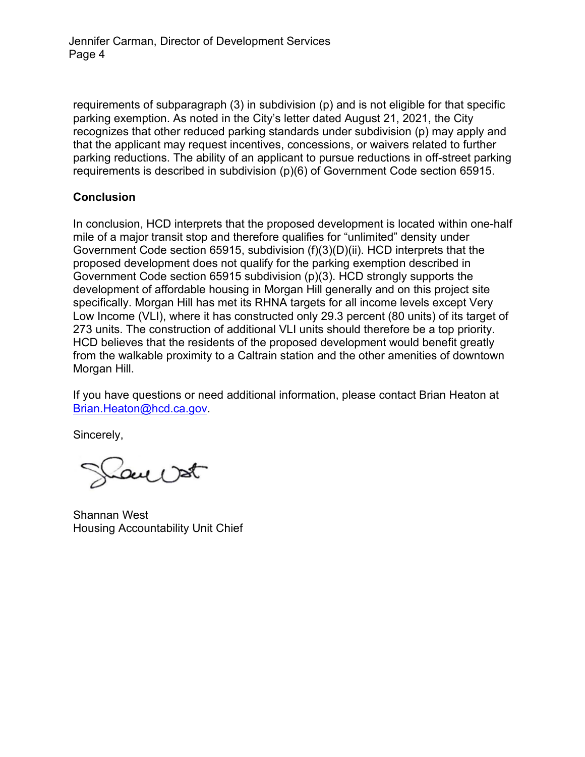requirements of subparagraph (3) in subdivision (p) and is not eligible for that specific parking exemption. As noted in the City's letter dated August 21, 2021, the City recognizes that other reduced parking standards under subdivision (p) may apply and that the applicant may request incentives, concessions, or waivers related to further parking reductions. The ability of an applicant to pursue reductions in off-street parking requirements is described in subdivision (p)(6) of Government Code section 65915.

**Conclusion**

In conclusion, HCD interprets that the proposed development is located within one-half mile of a major transit stop and therefore qualifies for "unlimited" density under Government Code section 65915, subdivision (f)(3)(D)(ii). HCD interprets that the proposed development does not qualify for the parking exemption described in Government Code section 65915 subdivision (p)(3). HCD strongly supports the development of affordable housing in Morgan Hill generally and on this project site specifically. Morgan Hill has met its RHNA targets for all income levels except Very Low Income (VLI), where it has constructed only 29.3 percent (80 units) of its target of 273 units. The construction of additional VLI units should therefore be a top priority. HCD believes that the residents of the proposed development would benefit greatly from the walkable proximity to a Caltrain station and the other amenities of downtown Morgan Hill.

If you have questions or need additional information, please contact Brian Heaton at Brian.Heaton@hcd.ca.gov.

Sincerely,

Shannan West
Housing Accountability Unit Chief